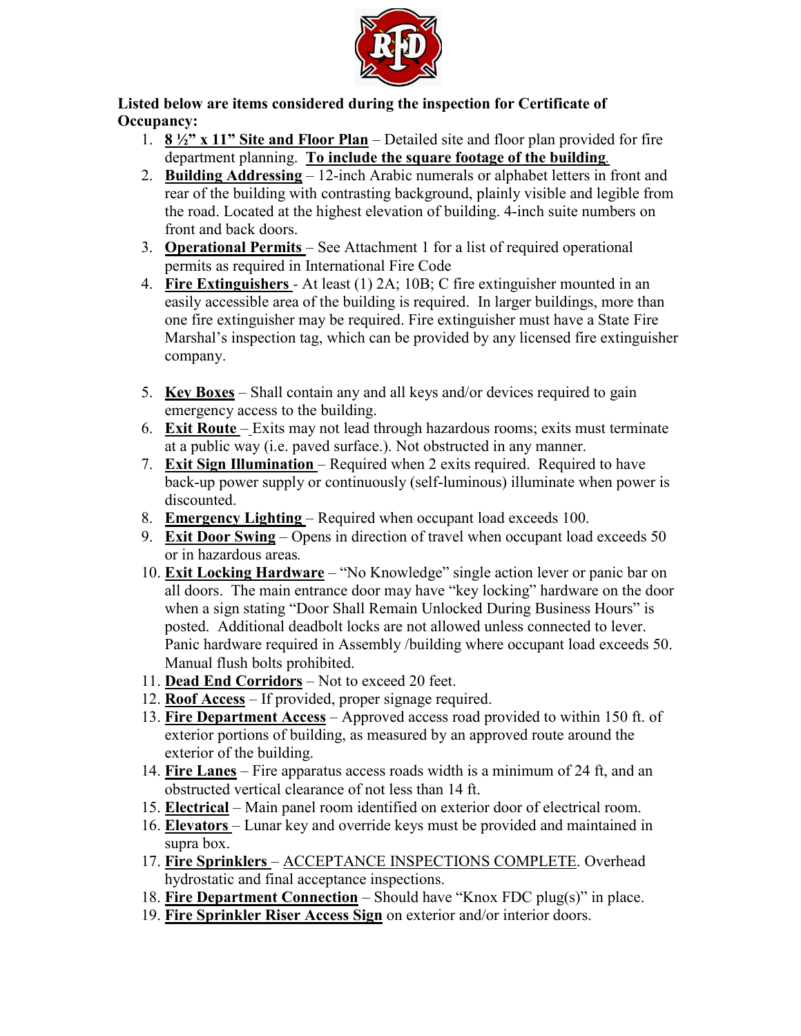**Listed below are items considered during the inspection for Certificate of Occupancy:**

1. **8 ½" x 11" Site and Floor Plan** – Detailed site and floor plan provided for fire department planning. **To include the square footage of the building**.
2. **Building Addressing** – 12-inch Arabic numerals or alphabet letters in front and rear of the building with contrasting background, plainly visible and legible from the road. Located at the highest elevation of building. 4-inch suite numbers on front and back doors.
3. **Operational Permits** – See Attachment 1 for a list of required operational permits as required in International Fire Code
4. **Fire Extinguishers** - At least (1) 2A; 10B; C fire extinguisher mounted in an easily accessible area of the building is required. In larger buildings, more than one fire extinguisher may be required. Fire extinguisher must have a State Fire Marshal's inspection tag, which can be provided by any licensed fire extinguisher company.
5. **Key Boxes** – Shall contain any and all keys and/or devices required to gain emergency access to the building.
6. **Exit Route** – Exits may not lead through hazardous rooms; exits must terminate at a public way (i.e. paved surface.). Not obstructed in any manner.
7. **Exit Sign Illumination** – Required when 2 exits required. Required to have back-up power supply or continuously (self-luminous) illuminate when power is discounted.
8. **Emergency Lighting** – Required when occupant load exceeds 100.
9. **Exit Door Swing** – Opens in direction of travel when occupant load exceeds 50 or in hazardous areas.
10. **Exit Locking Hardware** – "No Knowledge" single action lever or panic bar on all doors. The main entrance door may have "key locking" hardware on the door when a sign stating "Door Shall Remain Unlocked During Business Hours" is posted. Additional deadbolt locks are not allowed unless connected to lever. Panic hardware required in Assembly /building where occupant load exceeds 50. Manual flush bolts prohibited.
11. **Dead End Corridors** – Not to exceed 20 feet.
12. **Roof Access** – If provided, proper signage required.
13. **Fire Department Access** – Approved access road provided to within 150 ft. of exterior portions of building, as measured by an approved route around the exterior of the building.
14. **Fire Lanes** – Fire apparatus access roads width is a minimum of 24 ft, and an obstructed vertical clearance of not less than 14 ft.
15. **Electrical** – Main panel room identified on exterior door of electrical room.
16. **Elevators** – Lunar key and override keys must be provided and maintained in supra box.
17. **Fire Sprinklers** – ACCEPTANCE INSPECTIONS COMPLETE. Overhead hydrostatic and final acceptance inspections.
18. **Fire Department Connection** – Should have "Knox FDC plug(s)" in place.
19. **Fire Sprinkler Riser Access Sign** on exterior and/or interior doors.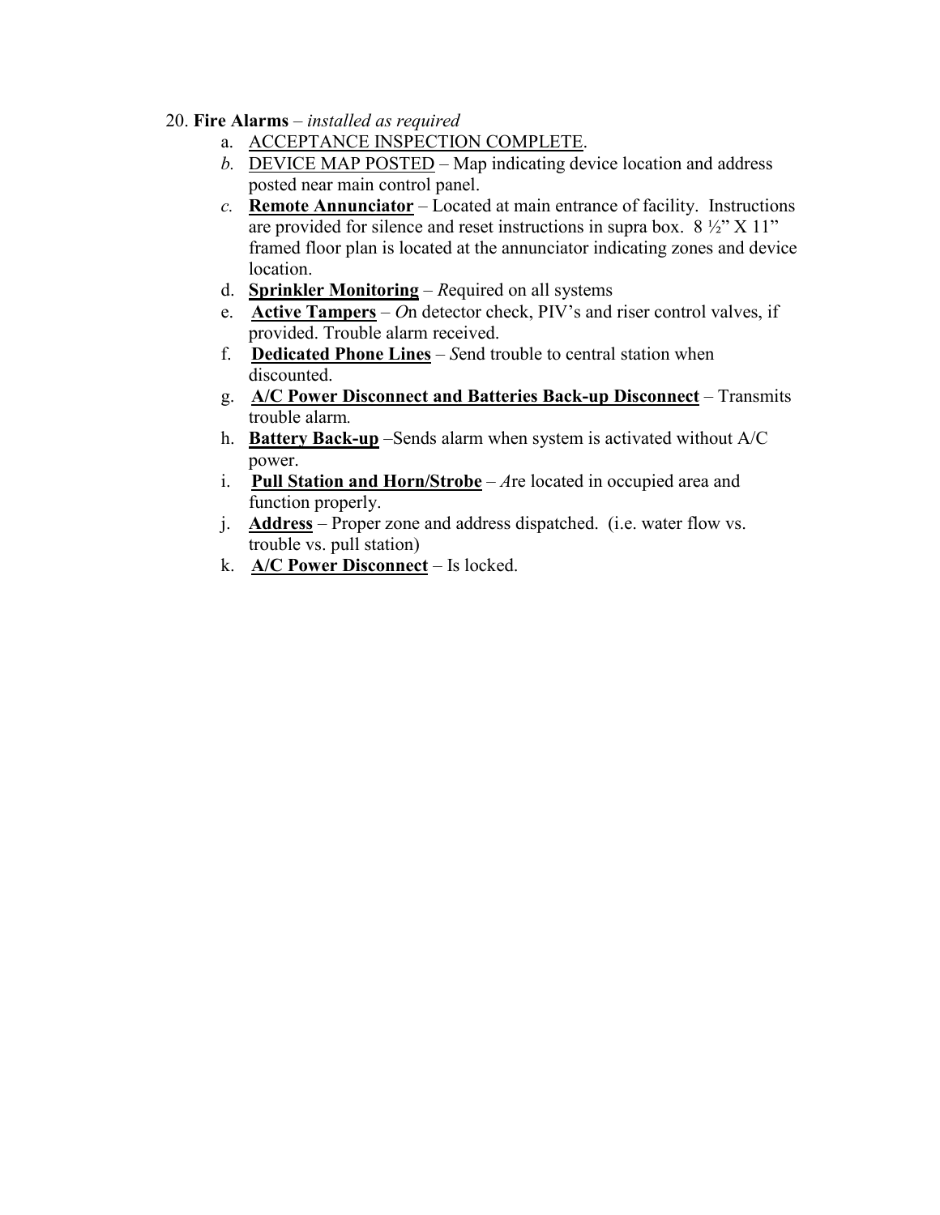20. **Fire Alarms** – *installed as required*

   a. <u>ACCEPTANCE INSPECTION COMPLETE</u>.
   
   *b.* <u>DEVICE MAP POSTED</u> – Map indicating device location and address posted near main control panel.
   
   *c.* **<u>Remote Annunciator</u>** – Located at main entrance of facility. Instructions are provided for silence and reset instructions in supra box. 8 ½" X 11" framed floor plan is located at the annunciator indicating zones and device location.
   
   d. **<u>Sprinkler Monitoring</u>** – *R*equired on all systems
   
   e. **<u>Active Tampers</u>** – *O*n detector check, PIV's and riser control valves, if provided. Trouble alarm received.
   
   f. **<u>Dedicated Phone Lines</u>** – *S*end trouble to central station when discounted.
   
   g. **<u>A/C Power Disconnect and Batteries Back-up Disconnect</u>** – Transmits trouble alarm*.*
   
   h. **<u>Battery Back-up</u>** –Sends alarm when system is activated without A/C power.
   
   i. **<u>Pull Station and Horn/Strobe</u>** – *A*re located in occupied area and function properly.
   
   j. **<u>Address</u>** – Proper zone and address dispatched. (i.e. water flow vs. trouble vs. pull station)
   
   k. **<u>A/C Power Disconnect</u>** – Is locked.